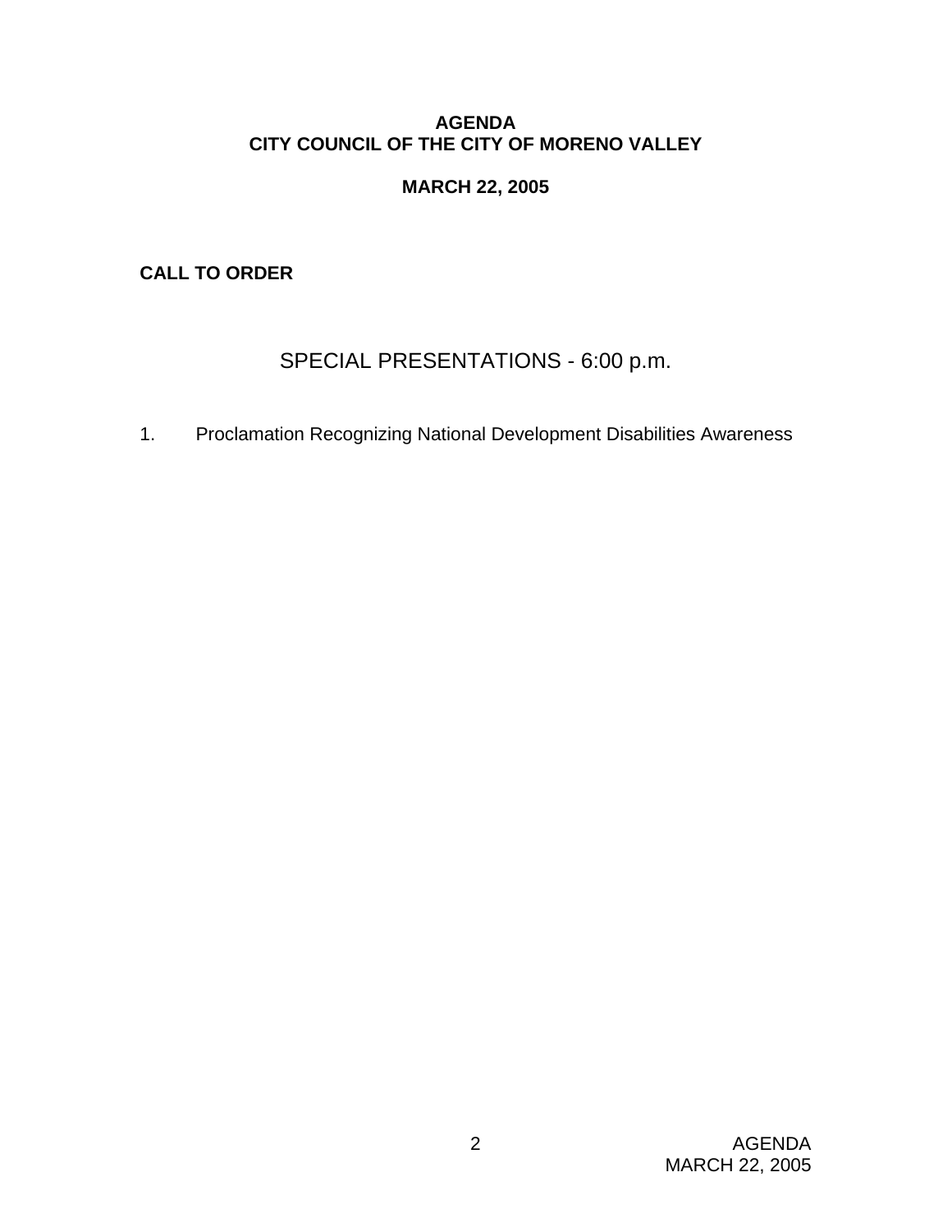**AGENDA**
**CITY COUNCIL OF THE CITY OF MORENO VALLEY**

**MARCH 22, 2005**

**CALL TO ORDER**

## SPECIAL PRESENTATIONS - 6:00 p.m.

1. Proclamation Recognizing National Development Disabilities Awareness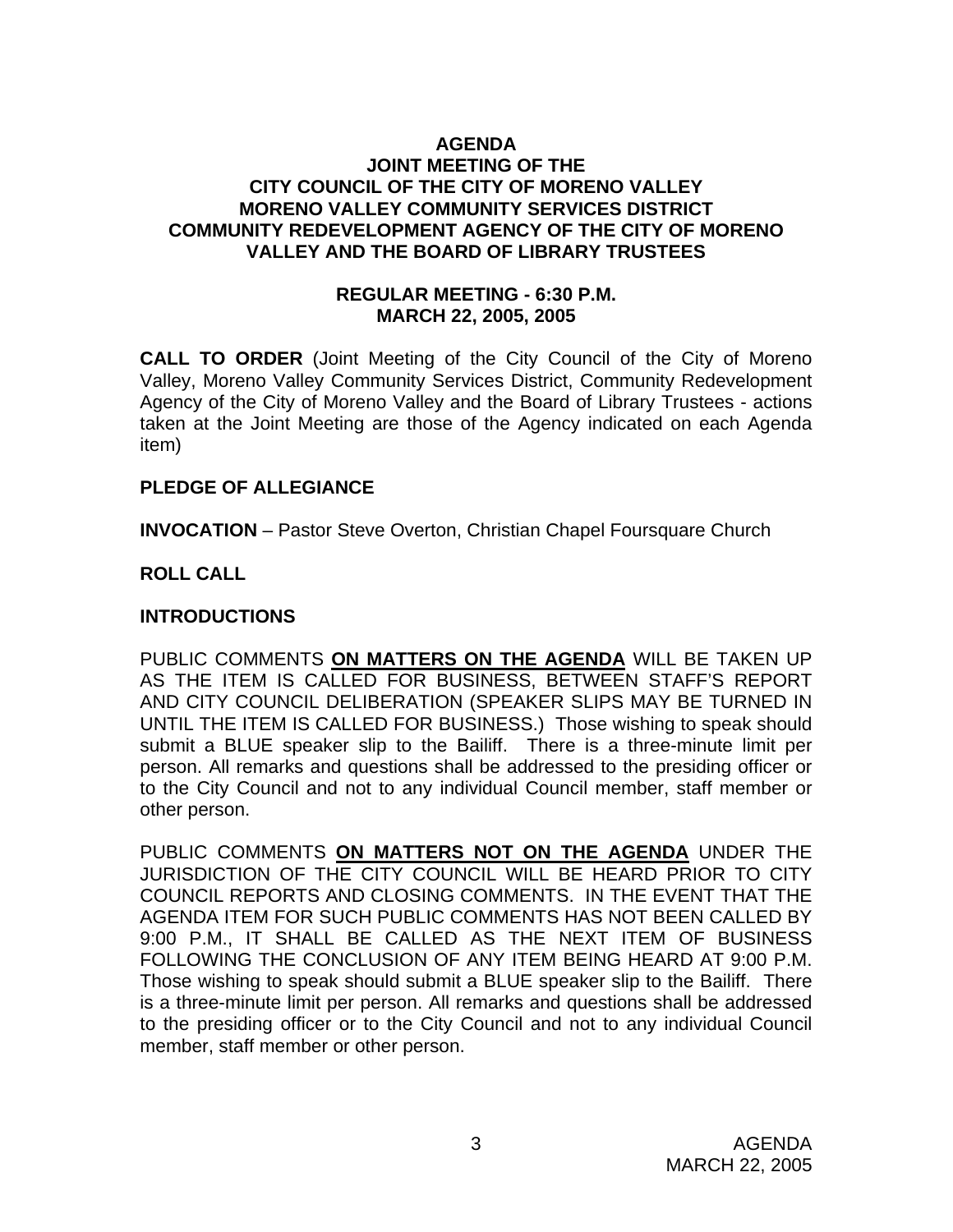**AGENDA**
**JOINT MEETING OF THE**
**CITY COUNCIL OF THE CITY OF MORENO VALLEY**
**MORENO VALLEY COMMUNITY SERVICES DISTRICT**
**COMMUNITY REDEVELOPMENT AGENCY OF THE CITY OF MORENO VALLEY AND THE BOARD OF LIBRARY TRUSTEES**

**REGULAR MEETING - 6:30 P.M.**
**MARCH 22, 2005, 2005**

**CALL TO ORDER** (Joint Meeting of the City Council of the City of Moreno Valley, Moreno Valley Community Services District, Community Redevelopment Agency of the City of Moreno Valley and the Board of Library Trustees - actions taken at the Joint Meeting are those of the Agency indicated on each Agenda item)

**PLEDGE OF ALLEGIANCE**

**INVOCATION** – Pastor Steve Overton, Christian Chapel Foursquare Church

**ROLL CALL**

**INTRODUCTIONS**

PUBLIC COMMENTS **ON MATTERS ON THE AGENDA** WILL BE TAKEN UP AS THE ITEM IS CALLED FOR BUSINESS, BETWEEN STAFF'S REPORT AND CITY COUNCIL DELIBERATION (SPEAKER SLIPS MAY BE TURNED IN UNTIL THE ITEM IS CALLED FOR BUSINESS.) Those wishing to speak should submit a BLUE speaker slip to the Bailiff. There is a three-minute limit per person. All remarks and questions shall be addressed to the presiding officer or to the City Council and not to any individual Council member, staff member or other person.

PUBLIC COMMENTS **ON MATTERS NOT ON THE AGENDA** UNDER THE JURISDICTION OF THE CITY COUNCIL WILL BE HEARD PRIOR TO CITY COUNCIL REPORTS AND CLOSING COMMENTS. IN THE EVENT THAT THE AGENDA ITEM FOR SUCH PUBLIC COMMENTS HAS NOT BEEN CALLED BY 9:00 P.M., IT SHALL BE CALLED AS THE NEXT ITEM OF BUSINESS FOLLOWING THE CONCLUSION OF ANY ITEM BEING HEARD AT 9:00 P.M. Those wishing to speak should submit a BLUE speaker slip to the Bailiff. There is a three-minute limit per person. All remarks and questions shall be addressed to the presiding officer or to the City Council and not to any individual Council member, staff member or other person.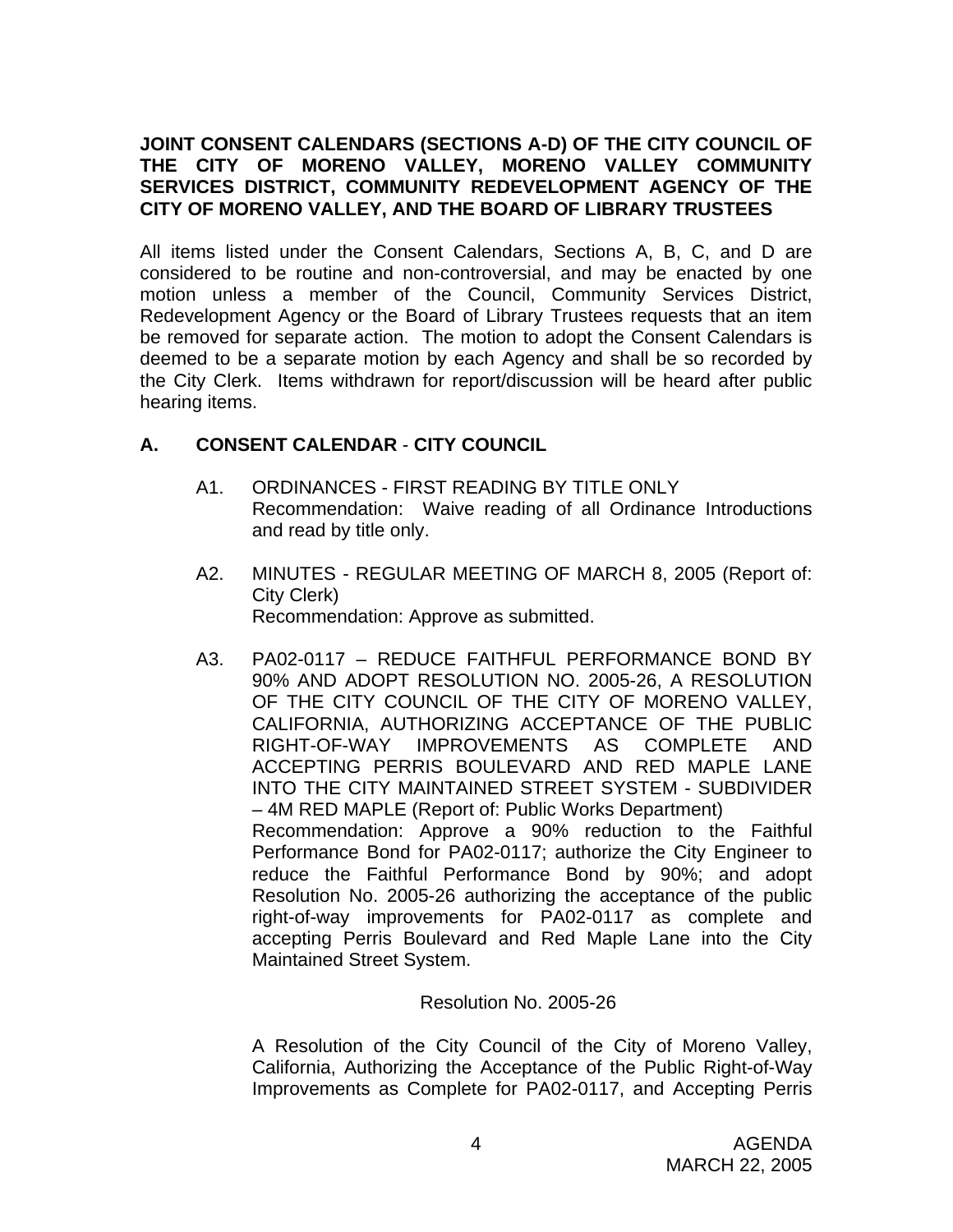**JOINT CONSENT CALENDARS (SECTIONS A-D) OF THE CITY COUNCIL OF THE CITY OF MORENO VALLEY, MORENO VALLEY COMMUNITY SERVICES DISTRICT, COMMUNITY REDEVELOPMENT AGENCY OF THE CITY OF MORENO VALLEY, AND THE BOARD OF LIBRARY TRUSTEES**

All items listed under the Consent Calendars, Sections A, B, C, and D are considered to be routine and non-controversial, and may be enacted by one motion unless a member of the Council, Community Services District, Redevelopment Agency or the Board of Library Trustees requests that an item be removed for separate action. The motion to adopt the Consent Calendars is deemed to be a separate motion by each Agency and shall be so recorded by the City Clerk. Items withdrawn for report/discussion will be heard after public hearing items.

## A. CONSENT CALENDAR - CITY COUNCIL

A1. ORDINANCES - FIRST READING BY TITLE ONLY
Recommendation: Waive reading of all Ordinance Introductions and read by title only.

A2. MINUTES - REGULAR MEETING OF MARCH 8, 2005 (Report of: City Clerk)
Recommendation: Approve as submitted.

A3. PA02-0117 – REDUCE FAITHFUL PERFORMANCE BOND BY 90% AND ADOPT RESOLUTION NO. 2005-26, A RESOLUTION OF THE CITY COUNCIL OF THE CITY OF MORENO VALLEY, CALIFORNIA, AUTHORIZING ACCEPTANCE OF THE PUBLIC RIGHT-OF-WAY IMPROVEMENTS AS COMPLETE AND ACCEPTING PERRIS BOULEVARD AND RED MAPLE LANE INTO THE CITY MAINTAINED STREET SYSTEM - SUBDIVIDER – 4M RED MAPLE (Report of: Public Works Department)
Recommendation: Approve a 90% reduction to the Faithful Performance Bond for PA02-0117; authorize the City Engineer to reduce the Faithful Performance Bond by 90%; and adopt Resolution No. 2005-26 authorizing the acceptance of the public right-of-way improvements for PA02-0117 as complete and accepting Perris Boulevard and Red Maple Lane into the City Maintained Street System.

Resolution No. 2005-26

A Resolution of the City Council of the City of Moreno Valley, California, Authorizing the Acceptance of the Public Right-of-Way Improvements as Complete for PA02-0117, and Accepting Perris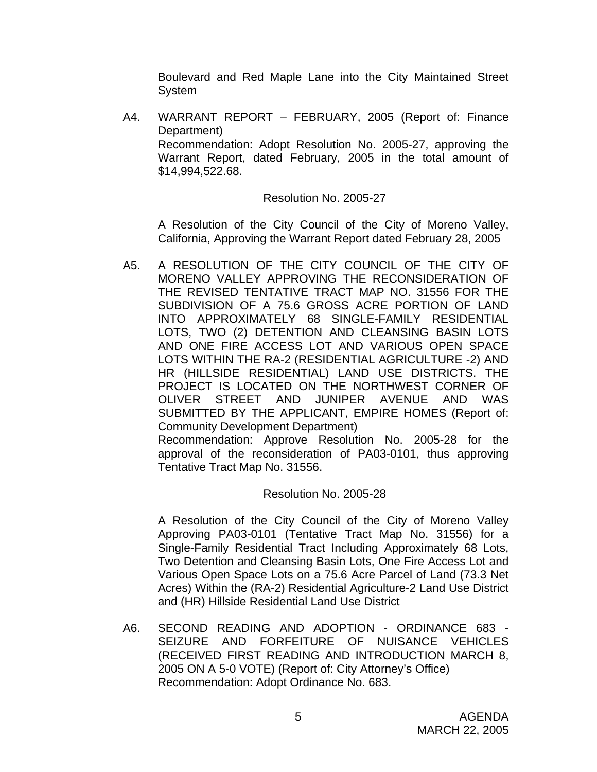Boulevard and Red Maple Lane into the City Maintained Street System

A4. WARRANT REPORT – FEBRUARY, 2005 (Report of: Finance Department)
Recommendation: Adopt Resolution No. 2005-27, approving the Warrant Report, dated February, 2005 in the total amount of $14,994,522.68.

Resolution No. 2005-27

A Resolution of the City Council of the City of Moreno Valley, California, Approving the Warrant Report dated February 28, 2005

A5. A RESOLUTION OF THE CITY COUNCIL OF THE CITY OF MORENO VALLEY APPROVING THE RECONSIDERATION OF THE REVISED TENTATIVE TRACT MAP NO. 31556 FOR THE SUBDIVISION OF A 75.6 GROSS ACRE PORTION OF LAND INTO APPROXIMATELY 68 SINGLE-FAMILY RESIDENTIAL LOTS, TWO (2) DETENTION AND CLEANSING BASIN LOTS AND ONE FIRE ACCESS LOT AND VARIOUS OPEN SPACE LOTS WITHIN THE RA-2 (RESIDENTIAL AGRICULTURE -2) AND HR (HILLSIDE RESIDENTIAL) LAND USE DISTRICTS. THE PROJECT IS LOCATED ON THE NORTHWEST CORNER OF OLIVER STREET AND JUNIPER AVENUE AND WAS SUBMITTED BY THE APPLICANT, EMPIRE HOMES (Report of: Community Development Department)
Recommendation: Approve Resolution No. 2005-28 for the approval of the reconsideration of PA03-0101, thus approving Tentative Tract Map No. 31556.

Resolution No. 2005-28

A Resolution of the City Council of the City of Moreno Valley Approving PA03-0101 (Tentative Tract Map No. 31556) for a Single-Family Residential Tract Including Approximately 68 Lots, Two Detention and Cleansing Basin Lots, One Fire Access Lot and Various Open Space Lots on a 75.6 Acre Parcel of Land (73.3 Net Acres) Within the (RA-2) Residential Agriculture-2 Land Use District and (HR) Hillside Residential Land Use District

A6. SECOND READING AND ADOPTION - ORDINANCE 683 - SEIZURE AND FORFEITURE OF NUISANCE VEHICLES (RECEIVED FIRST READING AND INTRODUCTION MARCH 8, 2005 ON A 5-0 VOTE) (Report of: City Attorney's Office)
Recommendation: Adopt Ordinance No. 683.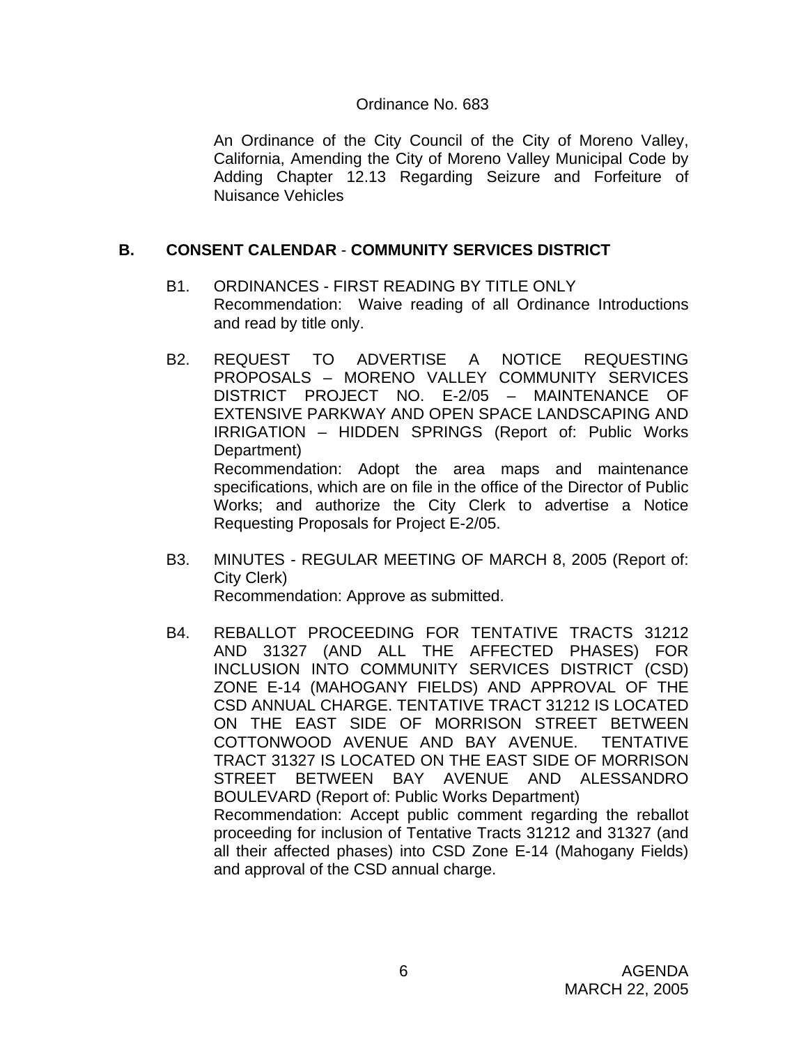Ordinance No. 683

An Ordinance of the City Council of the City of Moreno Valley, California, Amending the City of Moreno Valley Municipal Code by Adding Chapter 12.13 Regarding Seizure and Forfeiture of Nuisance Vehicles

## B. CONSENT CALENDAR - COMMUNITY SERVICES DISTRICT

B1. ORDINANCES - FIRST READING BY TITLE ONLY
Recommendation: Waive reading of all Ordinance Introductions and read by title only.

B2. REQUEST TO ADVERTISE A NOTICE REQUESTING PROPOSALS – MORENO VALLEY COMMUNITY SERVICES DISTRICT PROJECT NO. E-2/05 – MAINTENANCE OF EXTENSIVE PARKWAY AND OPEN SPACE LANDSCAPING AND IRRIGATION – HIDDEN SPRINGS (Report of: Public Works Department)
Recommendation: Adopt the area maps and maintenance specifications, which are on file in the office of the Director of Public Works; and authorize the City Clerk to advertise a Notice Requesting Proposals for Project E-2/05.

B3. MINUTES - REGULAR MEETING OF MARCH 8, 2005 (Report of: City Clerk)
Recommendation: Approve as submitted.

B4. REBALLOT PROCEEDING FOR TENTATIVE TRACTS 31212 AND 31327 (AND ALL THE AFFECTED PHASES) FOR INCLUSION INTO COMMUNITY SERVICES DISTRICT (CSD) ZONE E-14 (MAHOGANY FIELDS) AND APPROVAL OF THE CSD ANNUAL CHARGE. TENTATIVE TRACT 31212 IS LOCATED ON THE EAST SIDE OF MORRISON STREET BETWEEN COTTONWOOD AVENUE AND BAY AVENUE. TENTATIVE TRACT 31327 IS LOCATED ON THE EAST SIDE OF MORRISON STREET BETWEEN BAY AVENUE AND ALESSANDRO BOULEVARD (Report of: Public Works Department)
Recommendation: Accept public comment regarding the reballot proceeding for inclusion of Tentative Tracts 31212 and 31327 (and all their affected phases) into CSD Zone E-14 (Mahogany Fields) and approval of the CSD annual charge.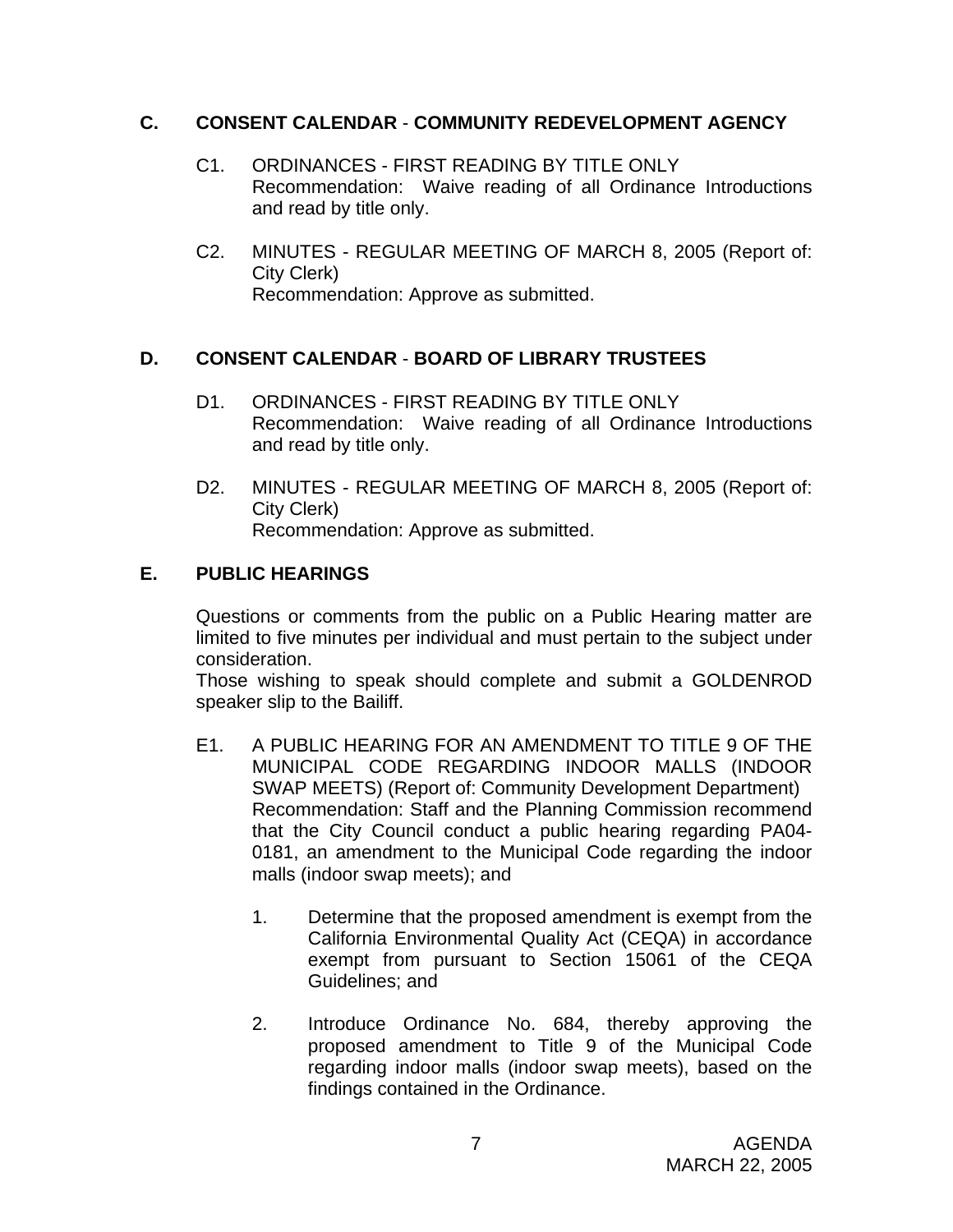## C. CONSENT CALENDAR - COMMUNITY REDEVELOPMENT AGENCY

C1. ORDINANCES - FIRST READING BY TITLE ONLY
Recommendation: Waive reading of all Ordinance Introductions and read by title only.

C2. MINUTES - REGULAR MEETING OF MARCH 8, 2005 (Report of: City Clerk)
Recommendation: Approve as submitted.

## D. CONSENT CALENDAR - BOARD OF LIBRARY TRUSTEES

D1. ORDINANCES - FIRST READING BY TITLE ONLY
Recommendation: Waive reading of all Ordinance Introductions and read by title only.

D2. MINUTES - REGULAR MEETING OF MARCH 8, 2005 (Report of: City Clerk)
Recommendation: Approve as submitted.

## E. PUBLIC HEARINGS

Questions or comments from the public on a Public Hearing matter are limited to five minutes per individual and must pertain to the subject under consideration.
Those wishing to speak should complete and submit a GOLDENROD speaker slip to the Bailiff.

E1. A PUBLIC HEARING FOR AN AMENDMENT TO TITLE 9 OF THE MUNICIPAL CODE REGARDING INDOOR MALLS (INDOOR SWAP MEETS) (Report of: Community Development Department)
Recommendation: Staff and the Planning Commission recommend that the City Council conduct a public hearing regarding PA04-0181, an amendment to the Municipal Code regarding the indoor malls (indoor swap meets); and

1. Determine that the proposed amendment is exempt from the California Environmental Quality Act (CEQA) in accordance exempt from pursuant to Section 15061 of the CEQA Guidelines; and

2. Introduce Ordinance No. 684, thereby approving the proposed amendment to Title 9 of the Municipal Code regarding indoor malls (indoor swap meets), based on the findings contained in the Ordinance.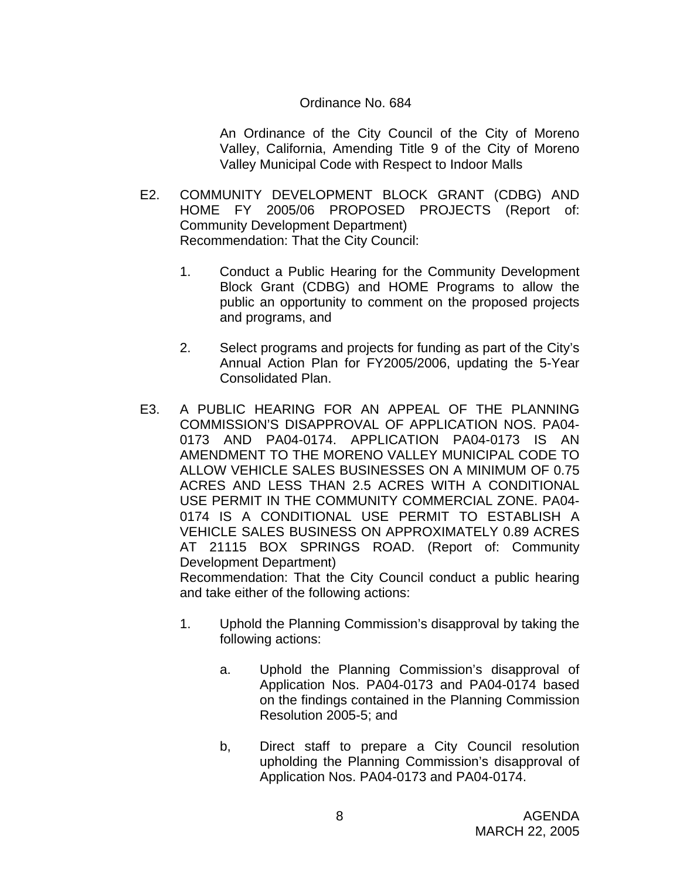Ordinance No. 684

An Ordinance of the City Council of the City of Moreno Valley, California, Amending Title 9 of the City of Moreno Valley Municipal Code with Respect to Indoor Malls

E2. COMMUNITY DEVELOPMENT BLOCK GRANT (CDBG) AND HOME FY 2005/06 PROPOSED PROJECTS (Report of: Community Development Department)
Recommendation: That the City Council:

1. Conduct a Public Hearing for the Community Development Block Grant (CDBG) and HOME Programs to allow the public an opportunity to comment on the proposed projects and programs, and

2. Select programs and projects for funding as part of the City's Annual Action Plan for FY2005/2006, updating the 5-Year Consolidated Plan.

E3. A PUBLIC HEARING FOR AN APPEAL OF THE PLANNING COMMISSION'S DISAPPROVAL OF APPLICATION NOS. PA04-0173 AND PA04-0174. APPLICATION PA04-0173 IS AN AMENDMENT TO THE MORENO VALLEY MUNICIPAL CODE TO ALLOW VEHICLE SALES BUSINESSES ON A MINIMUM OF 0.75 ACRES AND LESS THAN 2.5 ACRES WITH A CONDITIONAL USE PERMIT IN THE COMMUNITY COMMERCIAL ZONE. PA04-0174 IS A CONDITIONAL USE PERMIT TO ESTABLISH A VEHICLE SALES BUSINESS ON APPROXIMATELY 0.89 ACRES AT 21115 BOX SPRINGS ROAD. (Report of: Community Development Department)
Recommendation: That the City Council conduct a public hearing and take either of the following actions:

1. Uphold the Planning Commission's disapproval by taking the following actions:

   a. Uphold the Planning Commission's disapproval of Application Nos. PA04-0173 and PA04-0174 based on the findings contained in the Planning Commission Resolution 2005-5; and

   b, Direct staff to prepare a City Council resolution upholding the Planning Commission's disapproval of Application Nos. PA04-0173 and PA04-0174.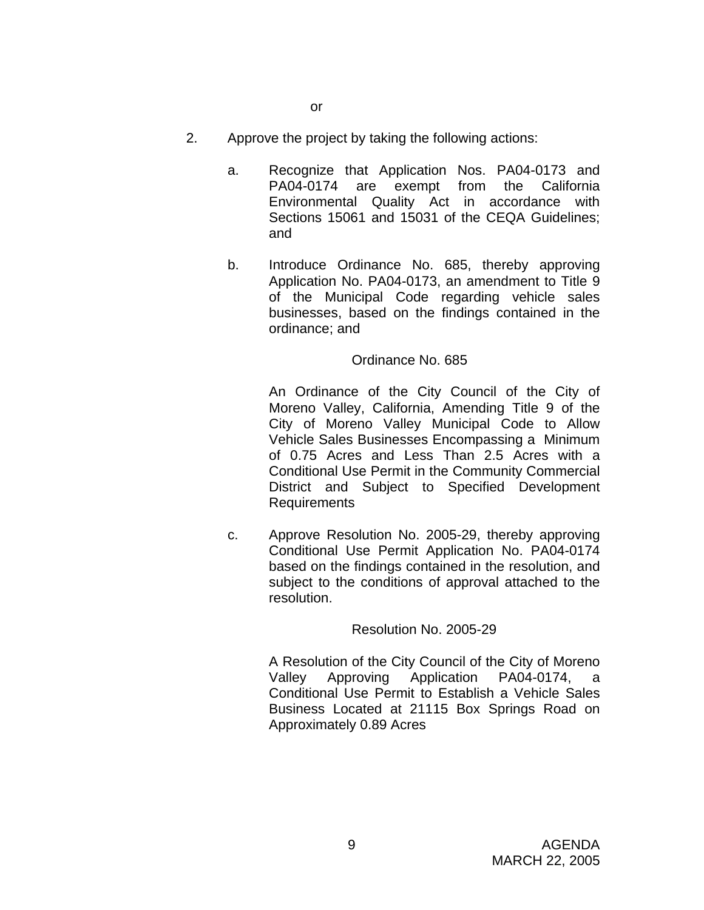or

2. Approve the project by taking the following actions:

   a. Recognize that Application Nos. PA04-0173 and PA04-0174 are exempt from the California Environmental Quality Act in accordance with Sections 15061 and 15031 of the CEQA Guidelines; and

   b. Introduce Ordinance No. 685, thereby approving Application No. PA04-0173, an amendment to Title 9 of the Municipal Code regarding vehicle sales businesses, based on the findings contained in the ordinance; and

      Ordinance No. 685

      An Ordinance of the City Council of the City of Moreno Valley, California, Amending Title 9 of the City of Moreno Valley Municipal Code to Allow Vehicle Sales Businesses Encompassing a Minimum of 0.75 Acres and Less Than 2.5 Acres with a Conditional Use Permit in the Community Commercial District and Subject to Specified Development Requirements

   c. Approve Resolution No. 2005-29, thereby approving Conditional Use Permit Application No. PA04-0174 based on the findings contained in the resolution, and subject to the conditions of approval attached to the resolution.

      Resolution No. 2005-29

      A Resolution of the City Council of the City of Moreno Valley Approving Application PA04-0174, a Conditional Use Permit to Establish a Vehicle Sales Business Located at 21115 Box Springs Road on Approximately 0.89 Acres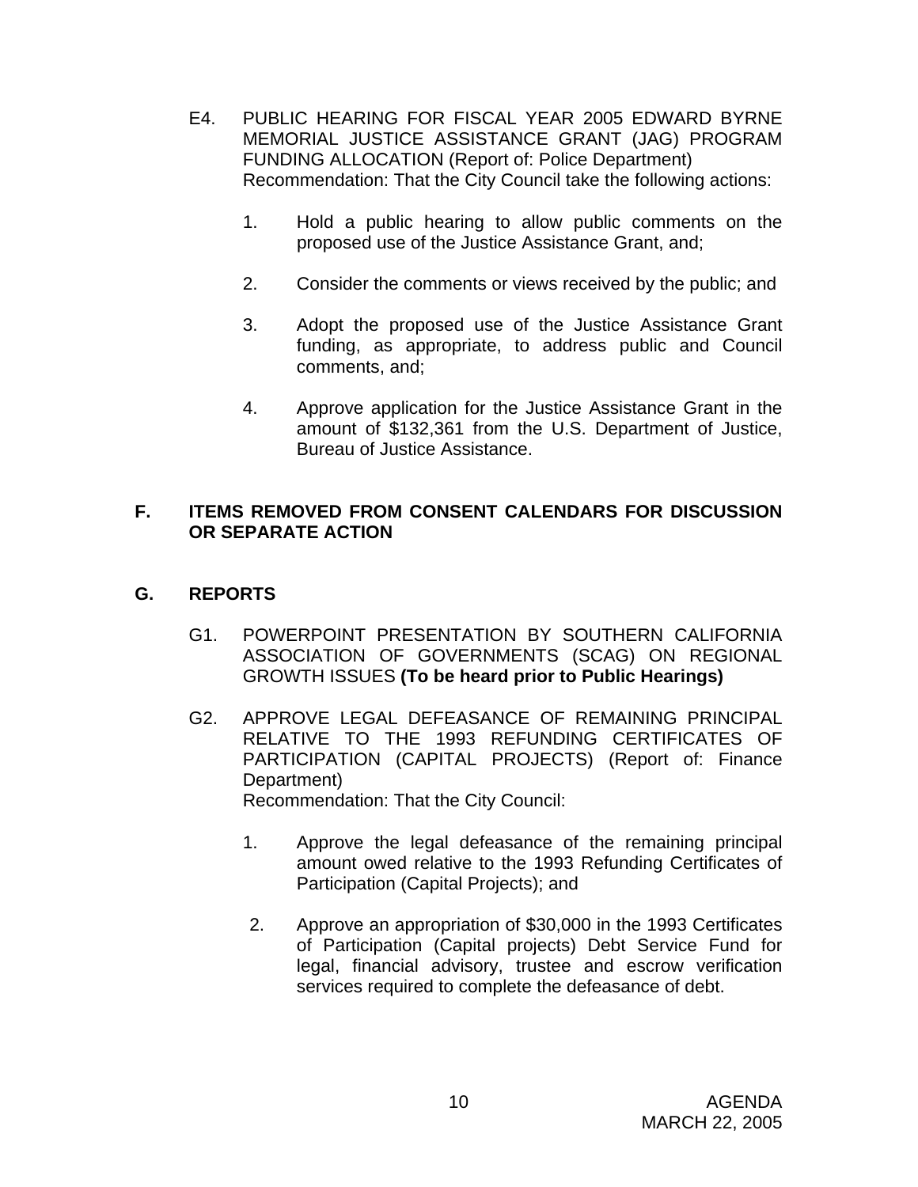E4. PUBLIC HEARING FOR FISCAL YEAR 2005 EDWARD BYRNE MEMORIAL JUSTICE ASSISTANCE GRANT (JAG) PROGRAM FUNDING ALLOCATION (Report of: Police Department)
Recommendation: That the City Council take the following actions:

1. Hold a public hearing to allow public comments on the proposed use of the Justice Assistance Grant, and;

2. Consider the comments or views received by the public; and

3. Adopt the proposed use of the Justice Assistance Grant funding, as appropriate, to address public and Council comments, and;

4. Approve application for the Justice Assistance Grant in the amount of $132,361 from the U.S. Department of Justice, Bureau of Justice Assistance.

## F. ITEMS REMOVED FROM CONSENT CALENDARS FOR DISCUSSION OR SEPARATE ACTION

## G. REPORTS

G1. POWERPOINT PRESENTATION BY SOUTHERN CALIFORNIA ASSOCIATION OF GOVERNMENTS (SCAG) ON REGIONAL GROWTH ISSUES **(To be heard prior to Public Hearings)**

G2. APPROVE LEGAL DEFEASANCE OF REMAINING PRINCIPAL RELATIVE TO THE 1993 REFUNDING CERTIFICATES OF PARTICIPATION (CAPITAL PROJECTS) (Report of: Finance Department)
Recommendation: That the City Council:

1. Approve the legal defeasance of the remaining principal amount owed relative to the 1993 Refunding Certificates of Participation (Capital Projects); and

2. Approve an appropriation of $30,000 in the 1993 Certificates of Participation (Capital projects) Debt Service Fund for legal, financial advisory, trustee and escrow verification services required to complete the defeasance of debt.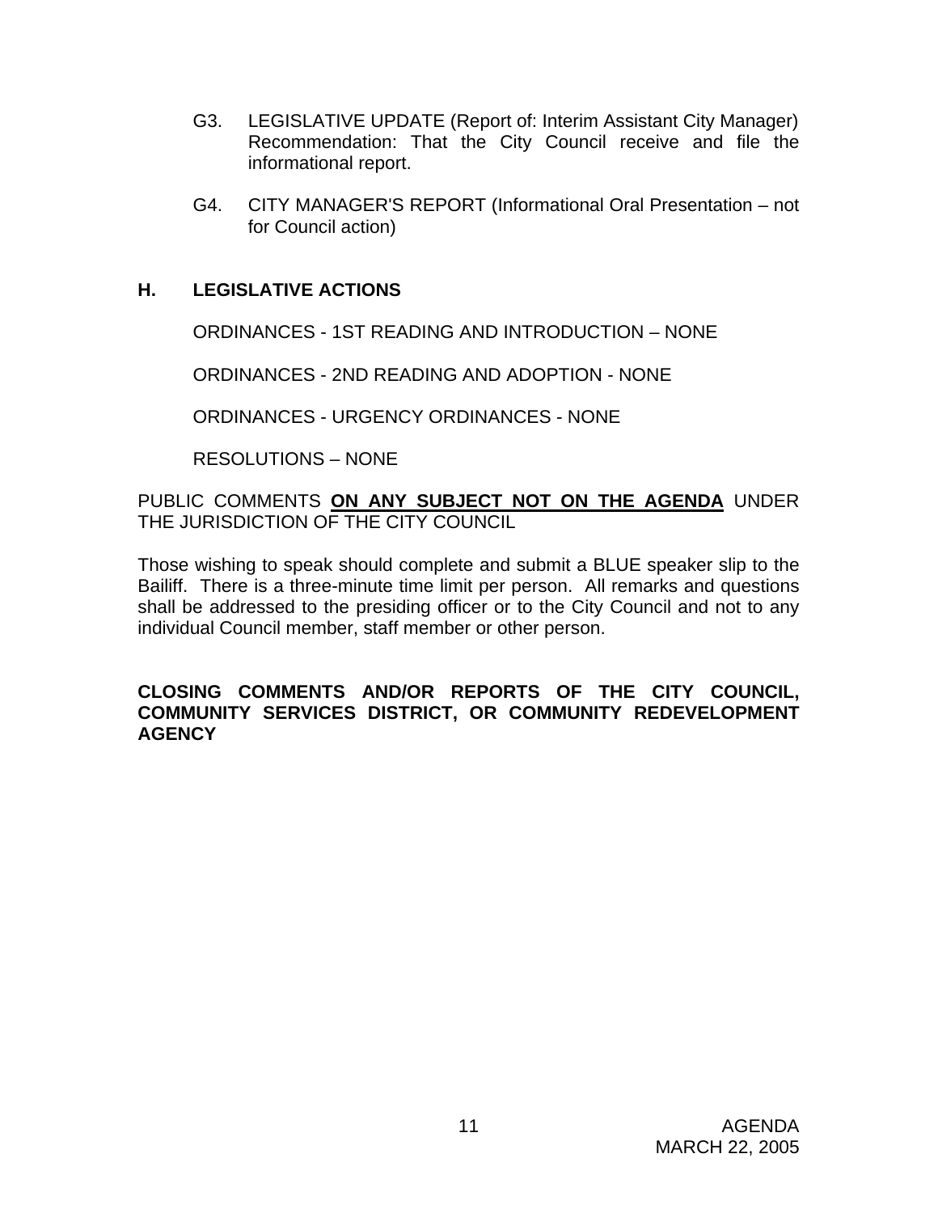G3. LEGISLATIVE UPDATE (Report of: Interim Assistant City Manager) Recommendation: That the City Council receive and file the informational report.

G4. CITY MANAGER'S REPORT (Informational Oral Presentation – not for Council action)

## H. LEGISLATIVE ACTIONS

ORDINANCES - 1ST READING AND INTRODUCTION – NONE

ORDINANCES - 2ND READING AND ADOPTION - NONE

ORDINANCES - URGENCY ORDINANCES - NONE

RESOLUTIONS – NONE

PUBLIC COMMENTS **ON ANY SUBJECT NOT ON THE AGENDA** UNDER THE JURISDICTION OF THE CITY COUNCIL

Those wishing to speak should complete and submit a BLUE speaker slip to the Bailiff. There is a three-minute time limit per person. All remarks and questions shall be addressed to the presiding officer or to the City Council and not to any individual Council member, staff member or other person.

**CLOSING COMMENTS AND/OR REPORTS OF THE CITY COUNCIL, COMMUNITY SERVICES DISTRICT, OR COMMUNITY REDEVELOPMENT AGENCY**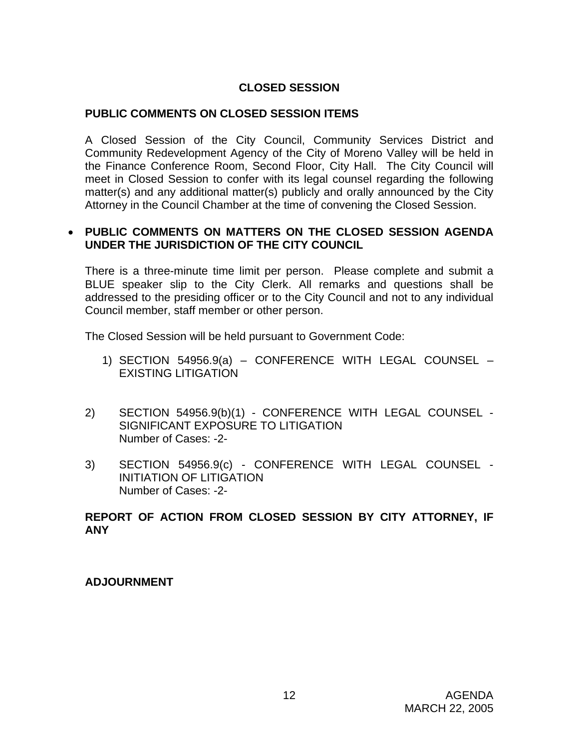## CLOSED SESSION

**PUBLIC COMMENTS ON CLOSED SESSION ITEMS**

A Closed Session of the City Council, Community Services District and Community Redevelopment Agency of the City of Moreno Valley will be held in the Finance Conference Room, Second Floor, City Hall. The City Council will meet in Closed Session to confer with its legal counsel regarding the following matter(s) and any additional matter(s) publicly and orally announced by the City Attorney in the Council Chamber at the time of convening the Closed Session.

- **PUBLIC COMMENTS ON MATTERS ON THE CLOSED SESSION AGENDA UNDER THE JURISDICTION OF THE CITY COUNCIL**

There is a three-minute time limit per person. Please complete and submit a BLUE speaker slip to the City Clerk. All remarks and questions shall be addressed to the presiding officer or to the City Council and not to any individual Council member, staff member or other person.

The Closed Session will be held pursuant to Government Code:

1) SECTION 54956.9(a) – CONFERENCE WITH LEGAL COUNSEL – EXISTING LITIGATION

2) SECTION 54956.9(b)(1) - CONFERENCE WITH LEGAL COUNSEL - SIGNIFICANT EXPOSURE TO LITIGATION
Number of Cases: -2-

3) SECTION 54956.9(c) - CONFERENCE WITH LEGAL COUNSEL - INITIATION OF LITIGATION
Number of Cases: -2-

**REPORT OF ACTION FROM CLOSED SESSION BY CITY ATTORNEY, IF ANY**

**ADJOURNMENT**